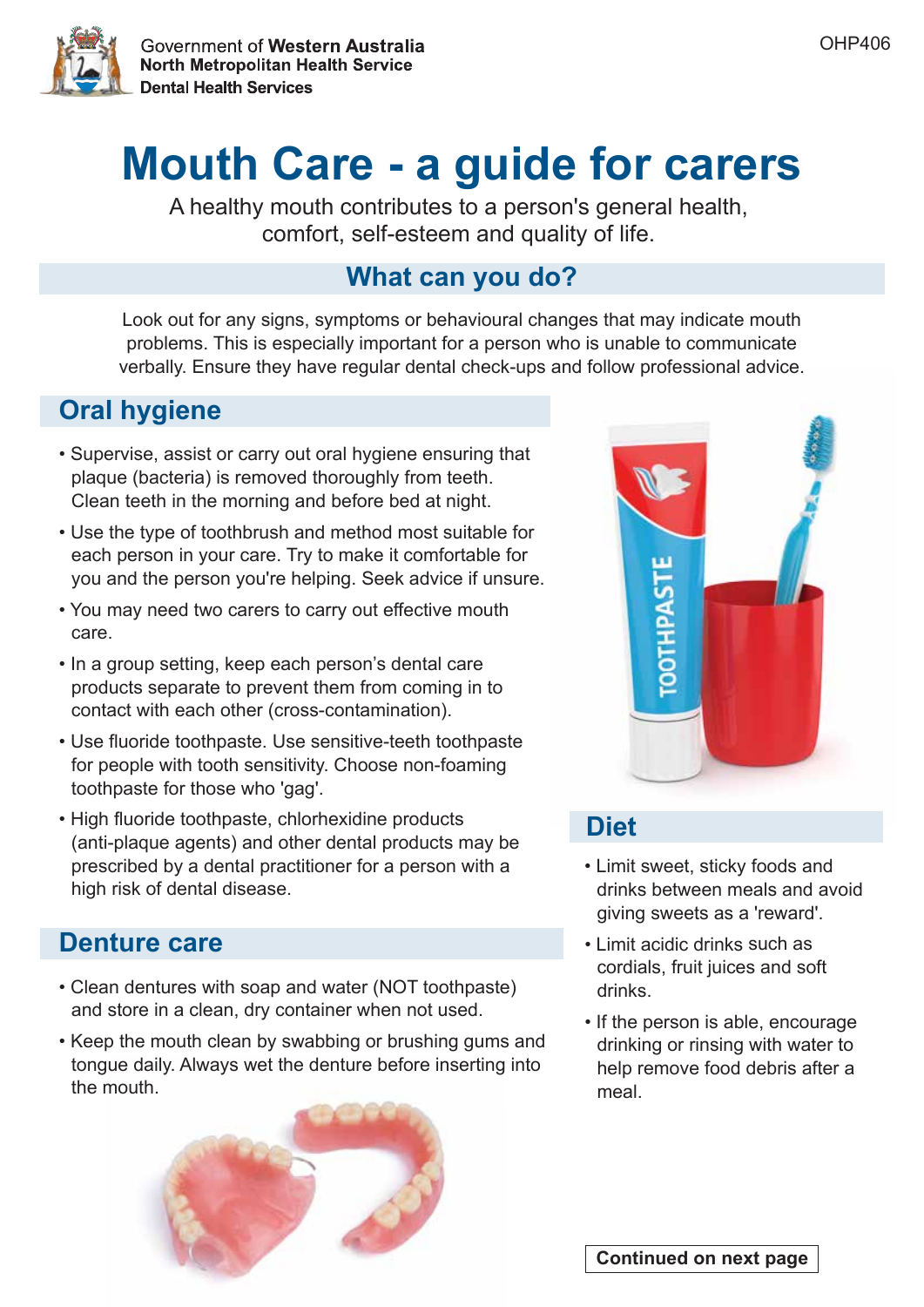Government of **Western Australia**
**North Metropolitan Health Service**
**Dental Health Services**

OHP406

# Mouth Care - a guide for carers

A healthy mouth contributes to a person's general health, comfort, self-esteem and quality of life.

## What can you do?

Look out for any signs, symptoms or behavioural changes that may indicate mouth problems. This is especially important for a person who is unable to communicate verbally. Ensure they have regular dental check-ups and follow professional advice.

## Oral hygiene

- Supervise, assist or carry out oral hygiene ensuring that plaque (bacteria) is removed thoroughly from teeth. Clean teeth in the morning and before bed at night.
- Use the type of toothbrush and method most suitable for each person in your care. Try to make it comfortable for you and the person you're helping. Seek advice if unsure.
- You may need two carers to carry out effective mouth care.
- In a group setting, keep each person's dental care products separate to prevent them from coming in to contact with each other (cross-contamination).
- Use fluoride toothpaste. Use sensitive-teeth toothpaste for people with tooth sensitivity. Choose non-foaming toothpaste for those who 'gag'.
- High fluoride toothpaste, chlorhexidine products (anti-plaque agents) and other dental products may be prescribed by a dental practitioner for a person with a high risk of dental disease.

## Denture care

- Clean dentures with soap and water (NOT toothpaste) and store in a clean, dry container when not used.
- Keep the mouth clean by swabbing or brushing gums and tongue daily. Always wet the denture before inserting into the mouth.

## Diet

- Limit sweet, sticky foods and drinks between meals and avoid giving sweets as a 'reward'.
- Limit acidic drinks such as cordials, fruit juices and soft drinks.
- If the person is able, encourage drinking or rinsing with water to help remove food debris after a meal.

**Continued on next page**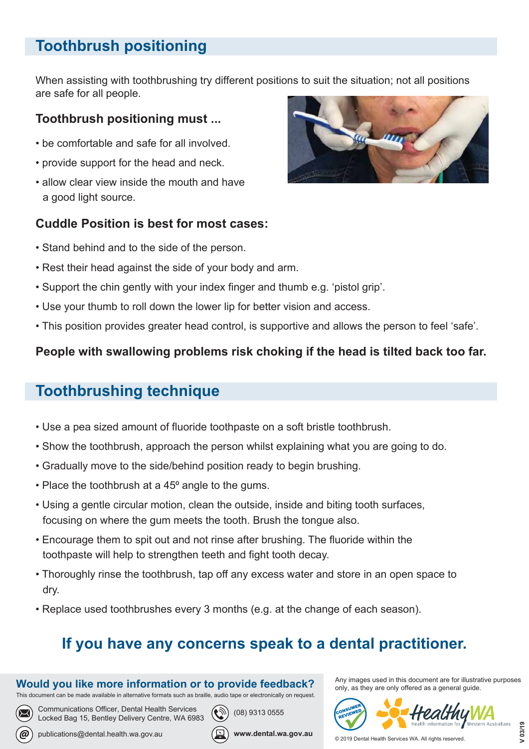## Toothbrush positioning

When assisting with toothbrushing try different positions to suit the situation; not all positions are safe for all people.

### Toothbrush positioning must ...

- be comfortable and safe for all involved.
- provide support for the head and neck.
- allow clear view inside the mouth and have a good light source.

### Cuddle Position is best for most cases:

- Stand behind and to the side of the person.
- Rest their head against the side of your body and arm.
- Support the chin gently with your index finger and thumb e.g. 'pistol grip'.
- Use your thumb to roll down the lower lip for better vision and access.
- This position provides greater head control, is supportive and allows the person to feel 'safe'.

**People with swallowing problems risk choking if the head is tilted back too far.**

## Toothbrushing technique

- Use a pea sized amount of fluoride toothpaste on a soft bristle toothbrush.
- Show the toothbrush, approach the person whilst explaining what you are going to do.
- Gradually move to the side/behind position ready to begin brushing.
- Place the toothbrush at a 45º angle to the gums.
- Using a gentle circular motion, clean the outside, inside and biting tooth surfaces, focusing on where the gum meets the tooth. Brush the tongue also.
- Encourage them to spit out and not rinse after brushing. The fluoride within the toothpaste will help to strengthen teeth and fight tooth decay.
- Thoroughly rinse the toothbrush, tap off any excess water and store in an open space to dry.
- Replace used toothbrushes every 3 months (e.g. at the change of each season).

## If you have any concerns speak to a dental practitioner.

**Would you like more information or to provide feedback?**

This document can be made available in alternative formats such as braille, audio tape or electronically on request.

Communications Officer, Dental Health Services
Locked Bag 15, Bentley Delivery Centre, WA 6983

(08) 9313 0555

publications@dental.health.wa.gov.au

**www.dental.wa.gov.au**

Any images used in this document are for illustrative purposes only, as they are only offered as a general guide.

CONSUMER REVIEWED

HealthyWA Health information for Western Australians

© 2019 Dental Health Services WA. All rights reserved.

V 03/19